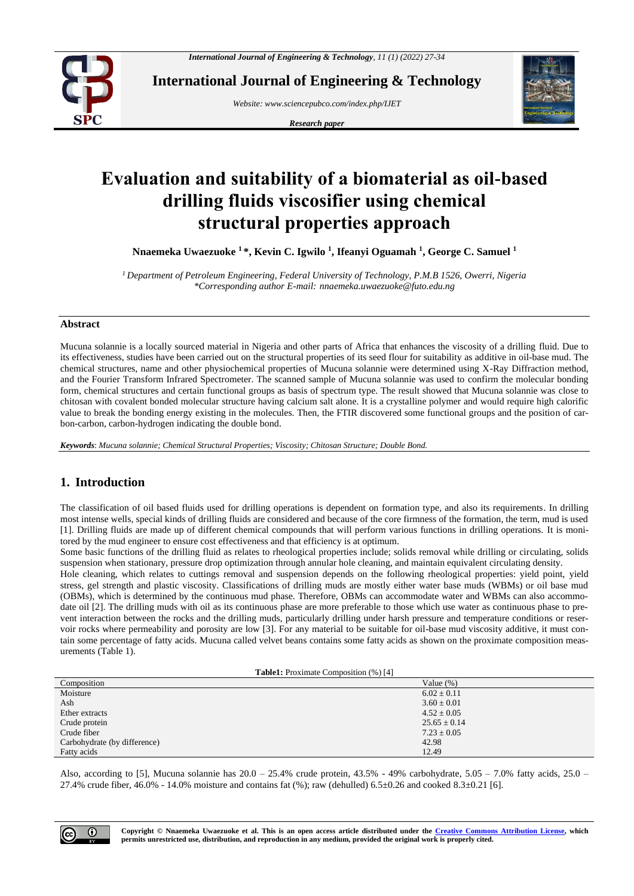# Evaluation and suitability of a biomaterial as oil-based drilling fluids viscosifier using chemical structural properties approach

**Nnaemeka Uwaezuoke [1]*, Kevin C. Igwilo [1], Ifeanyi Oguamah [1], George C. Samuel [1]**

*[1] Department of Petroleum Engineering, Federal University of Technology, P.M.B 1526, Owerri, Nigeria*
*\*Corresponding author E-mail: nnaemeka.uwaezuoke@futo.edu.ng*

## Abstract

Mucuna solannie is a locally sourced material in Nigeria and other parts of Africa that enhances the viscosity of a drilling fluid. Due to its effectiveness, studies have been carried out on the structural properties of its seed flour for suitability as additive in oil-base mud. The chemical structures, name and other physiochemical properties of Mucuna solannie were determined using X-Ray Diffraction method, and the Fourier Transform Infrared Spectrometer. The scanned sample of Mucuna solannie was used to confirm the molecular bonding form, chemical structures and certain functional groups as basis of spectrum type. The result showed that Mucuna solannie was close to chitosan with covalent bonded molecular structure having calcium salt alone. It is a crystalline polymer and would require high calorific value to break the bonding energy existing in the molecules. Then, the FTIR discovered some functional groups and the position of carbon-carbon, carbon-hydrogen indicating the double bond.

***Keywords***: *Mucuna solannie; Chemical Structural Properties; Viscosity; Chitosan Structure; Double Bond.*

## 1. Introduction

The classification of oil based fluids used for drilling operations is dependent on formation type, and also its requirements. In drilling most intense wells, special kinds of drilling fluids are considered and because of the core firmness of the formation, the term, mud is used [1]. Drilling fluids are made up of different chemical compounds that will perform various functions in drilling operations. It is monitored by the mud engineer to ensure cost effectiveness and that efficiency is at optimum.

Some basic functions of the drilling fluid as relates to rheological properties include; solids removal while drilling or circulating, solids suspension when stationary, pressure drop optimization through annular hole cleaning, and maintain equivalent circulating density.

Hole cleaning, which relates to cuttings removal and suspension depends on the following rheological properties: yield point, yield stress, gel strength and plastic viscosity. Classifications of drilling muds are mostly either water base muds (WBMs) or oil base mud (OBMs), which is determined by the continuous mud phase. Therefore, OBMs can accommodate water and WBMs can also accommodate oil [2]. The drilling muds with oil as its continuous phase are more preferable to those which use water as continuous phase to prevent interaction between the rocks and the drilling muds, particularly drilling under harsh pressure and temperature conditions or reservoir rocks where permeability and porosity are low [3]. For any material to be suitable for oil-base mud viscosity additive, it must contain some percentage of fatty acids. Mucuna called velvet beans contains some fatty acids as shown on the proximate composition measurements (Table 1).

**Table1:** Proximate Composition (%) [4]

| Composition | Value (%) |
|---|---|
| Moisture | 6.02 ± 0.11 |
| Ash | 3.60 ± 0.01 |
| Ether extracts | 4.52 ± 0.05 |
| Crude protein | 25.65 ± 0.14 |
| Crude fiber | 7.23 ± 0.05 |
| Carbohydrate (by difference) | 42.98 |
| Fatty acids | 12.49 |

Also, according to [5], Mucuna solannie has 20.0 – 25.4% crude protein, 43.5% - 49% carbohydrate, 5.05 – 7.0% fatty acids, 25.0 – 27.4% crude fiber, 46.0% - 14.0% moisture and contains fat (%); raw (dehulled) 6.5±0.26 and cooked 8.3±0.21 [6].

**Copyright © Nnaemeka Uwaezuoke et al. This is an open access article distributed under the Creative Commons Attribution License, which permits unrestricted use, distribution, and reproduction in any medium, provided the original work is properly cited.**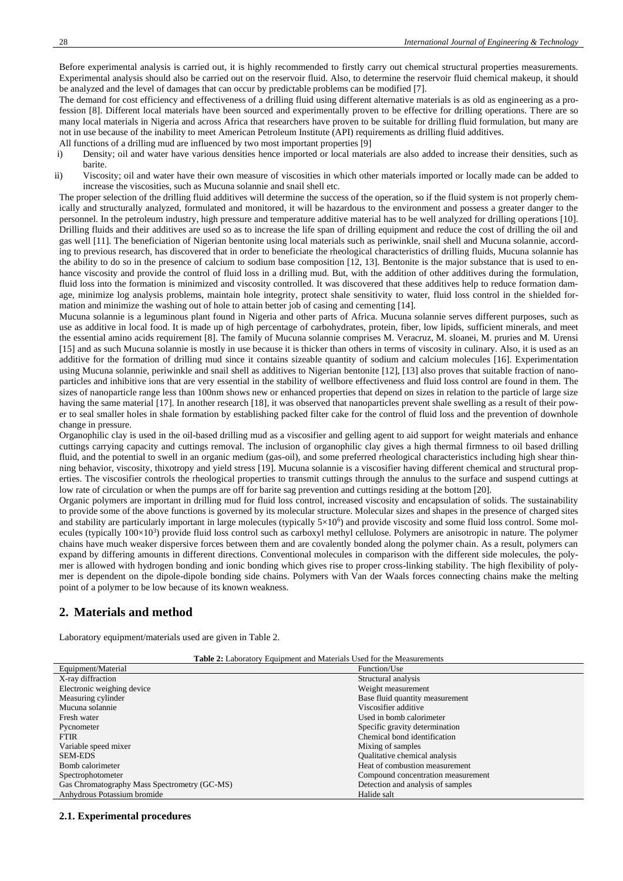Before experimental analysis is carried out, it is highly recommended to firstly carry out chemical structural properties measurements. Experimental analysis should also be carried out on the reservoir fluid. Also, to determine the reservoir fluid chemical makeup, it should be analyzed and the level of damages that can occur by predictable problems can be modified [7].

The demand for cost efficiency and effectiveness of a drilling fluid using different alternative materials is as old as engineering as a profession [8]. Different local materials have been sourced and experimentally proven to be effective for drilling operations. There are so many local materials in Nigeria and across Africa that researchers have proven to be suitable for drilling fluid formulation, but many are not in use because of the inability to meet American Petroleum Institute (API) requirements as drilling fluid additives.

All functions of a drilling mud are influenced by two most important properties [9]

i) Density; oil and water have various densities hence imported or local materials are also added to increase their densities, such as barite.
ii) Viscosity; oil and water have their own measure of viscosities in which other materials imported or locally made can be added to increase the viscosities, such as Mucuna solannie and snail shell etc.

The proper selection of the drilling fluid additives will determine the success of the operation, so if the fluid system is not properly chemically and structurally analyzed, formulated and monitored, it will be hazardous to the environment and possess a greater danger to the personnel. In the petroleum industry, high pressure and temperature additive material has to be well analyzed for drilling operations [10]. Drilling fluids and their additives are used so as to increase the life span of drilling equipment and reduce the cost of drilling the oil and gas well [11]. The beneficiation of Nigerian bentonite using local materials such as periwinkle, snail shell and Mucuna solannie, according to previous research, has discovered that in order to beneficiate the rheological characteristics of drilling fluids, Mucuna solannie has the ability to do so in the presence of calcium to sodium base composition [12, 13]. Bentonite is the major substance that is used to enhance viscosity and provide the control of fluid loss in a drilling mud. But, with the addition of other additives during the formulation, fluid loss into the formation is minimized and viscosity controlled. It was discovered that these additives help to reduce formation damage, minimize log analysis problems, maintain hole integrity, protect shale sensitivity to water, fluid loss control in the shielded formation and minimize the washing out of hole to attain better job of casing and cementing [14].

Mucuna solannie is a leguminous plant found in Nigeria and other parts of Africa. Mucuna solannie serves different purposes, such as use as additive in local food. It is made up of high percentage of carbohydrates, protein, fiber, low lipids, sufficient minerals, and meet the essential amino acids requirement [8]. The family of Mucuna solannie comprises M. Veracruz, M. sloanei, M. pruries and M. Urensi [15] and as such Mucuna solannie is mostly in use because it is thicker than others in terms of viscosity in culinary. Also, it is used as an additive for the formation of drilling mud since it contains sizeable quantity of sodium and calcium molecules [16]. Experimentation using Mucuna solannie, periwinkle and snail shell as additives to Nigerian bentonite [12], [13] also proves that suitable fraction of nanoparticles and inhibitive ions that are very essential in the stability of wellbore effectiveness and fluid loss control are found in them. The sizes of nanoparticle range less than 100nm shows new or enhanced properties that depend on sizes in relation to the particle of large size having the same material [17]. In another research [18], it was observed that nanoparticles prevent shale swelling as a result of their power to seal smaller holes in shale formation by establishing packed filter cake for the control of fluid loss and the prevention of downhole change in pressure.

Organophilic clay is used in the oil-based drilling mud as a viscosifier and gelling agent to aid support for weight materials and enhance cuttings carrying capacity and cuttings removal. The inclusion of organophilic clay gives a high thermal firmness to oil based drilling fluid, and the potential to swell in an organic medium (gas-oil), and some preferred rheological characteristics including high shear thinning behavior, viscosity, thixotropy and yield stress [19]. Mucuna solannie is a viscosifier having different chemical and structural properties. The viscosifier controls the rheological properties to transmit cuttings through the annulus to the surface and suspend cuttings at low rate of circulation or when the pumps are off for barite sag prevention and cuttings residing at the bottom [20].

Organic polymers are important in drilling mud for fluid loss control, increased viscosity and encapsulation of solids. The sustainability to provide some of the above functions is governed by its molecular structure. Molecular sizes and shapes in the presence of charged sites and stability are particularly important in large molecules (typically $5{\times}10^6$) and provide viscosity and some fluid loss control. Some molecules (typically $100{\times}10^3$) provide fluid loss control such as carboxyl methyl cellulose. Polymers are anisotropic in nature. The polymer chains have much weaker dispersive forces between them and are covalently bonded along the polymer chain. As a result, polymers can expand by differing amounts in different directions. Conventional molecules in comparison with the different side molecules, the polymer is allowed with hydrogen bonding and ionic bonding which gives rise to proper cross-linking stability. The high flexibility of polymer is dependent on the dipole-dipole bonding side chains. Polymers with Van der Waals forces connecting chains make the melting point of a polymer to be low because of its known weakness.

## 2. Materials and method

Laboratory equipment/materials used are given in Table 2.

**Table 2:** Laboratory Equipment and Materials Used for the Measurements

| Equipment/Material | Function/Use |
|---|---|
| X-ray diffraction | Structural analysis |
| Electronic weighing device | Weight measurement |
| Measuring cylinder | Base fluid quantity measurement |
| Mucuna solannie | Viscosifier additive |
| Fresh water | Used in bomb calorimeter |
| Pycnometer | Specific gravity determination |
| FTIR | Chemical bond identification |
| Variable speed mixer | Mixing of samples |
| SEM-EDS | Qualitative chemical analysis |
| Bomb calorimeter | Heat of combustion measurement |
| Spectrophotometer | Compound concentration measurement |
| Gas Chromatography Mass Spectrometry (GC-MS) | Detection and analysis of samples |
| Anhydrous Potassium bromide | Halide salt |

### 2.1. Experimental procedures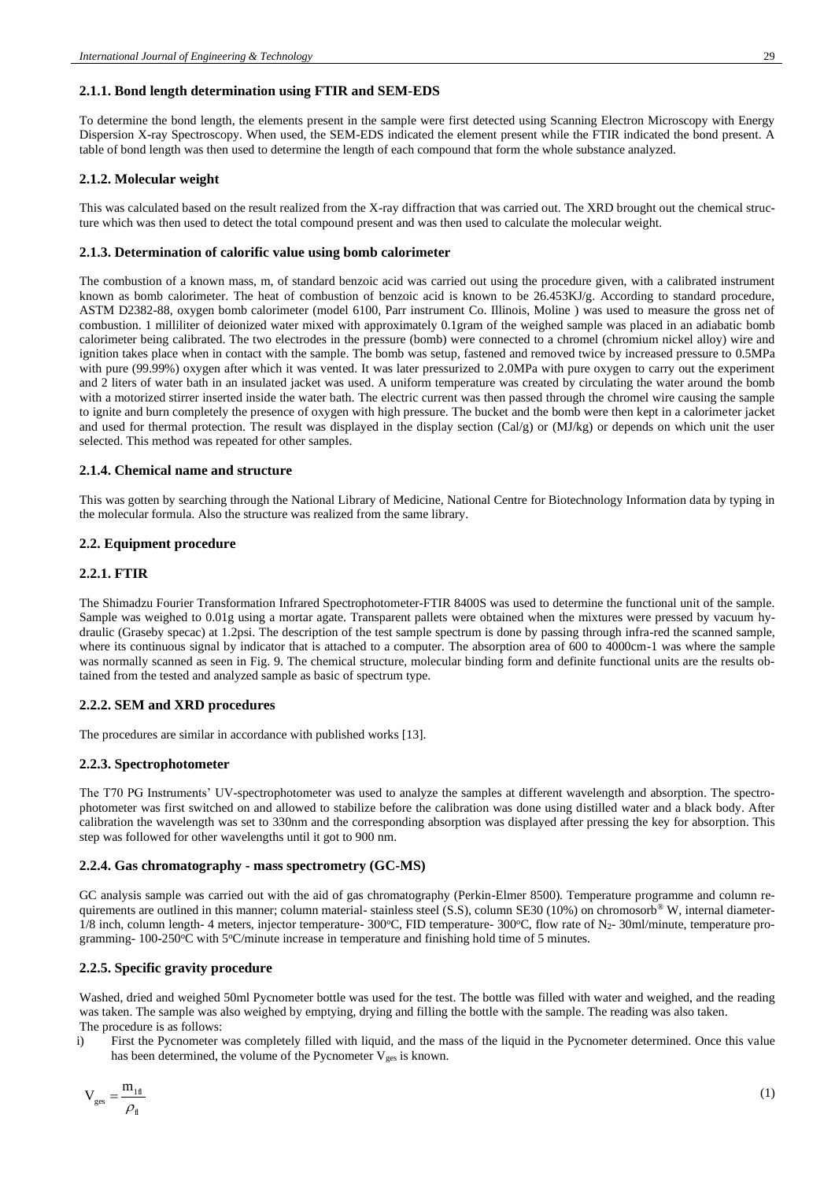### 2.1.1. Bond length determination using FTIR and SEM-EDS

To determine the bond length, the elements present in the sample were first detected using Scanning Electron Microscopy with Energy Dispersion X-ray Spectroscopy. When used, the SEM-EDS indicated the element present while the FTIR indicated the bond present. A table of bond length was then used to determine the length of each compound that form the whole substance analyzed.

### 2.1.2. Molecular weight

This was calculated based on the result realized from the X-ray diffraction that was carried out. The XRD brought out the chemical structure which was then used to detect the total compound present and was then used to calculate the molecular weight.

### 2.1.3. Determination of calorific value using bomb calorimeter

The combustion of a known mass, m, of standard benzoic acid was carried out using the procedure given, with a calibrated instrument known as bomb calorimeter. The heat of combustion of benzoic acid is known to be 26.453KJ/g. According to standard procedure, ASTM D2382-88, oxygen bomb calorimeter (model 6100, Parr instrument Co. Illinois, Moline ) was used to measure the gross net of combustion. 1 milliliter of deionized water mixed with approximately 0.1gram of the weighed sample was placed in an adiabatic bomb calorimeter being calibrated. The two electrodes in the pressure (bomb) were connected to a chromel (chromium nickel alloy) wire and ignition takes place when in contact with the sample. The bomb was setup, fastened and removed twice by increased pressure to 0.5MPa with pure (99.99%) oxygen after which it was vented. It was later pressurized to 2.0MPa with pure oxygen to carry out the experiment and 2 liters of water bath in an insulated jacket was used. A uniform temperature was created by circulating the water around the bomb with a motorized stirrer inserted inside the water bath. The electric current was then passed through the chromel wire causing the sample to ignite and burn completely the presence of oxygen with high pressure. The bucket and the bomb were then kept in a calorimeter jacket and used for thermal protection. The result was displayed in the display section (Cal/g) or (MJ/kg) or depends on which unit the user selected. This method was repeated for other samples.

### 2.1.4. Chemical name and structure

This was gotten by searching through the National Library of Medicine, National Centre for Biotechnology Information data by typing in the molecular formula. Also the structure was realized from the same library.

## 2.2. Equipment procedure

### 2.2.1. FTIR

The Shimadzu Fourier Transformation Infrared Spectrophotometer-FTIR 8400S was used to determine the functional unit of the sample. Sample was weighed to 0.01g using a mortar agate. Transparent pallets were obtained when the mixtures were pressed by vacuum hydraulic (Graseby specac) at 1.2psi. The description of the test sample spectrum is done by passing through infra-red the scanned sample, where its continuous signal by indicator that is attached to a computer. The absorption area of 600 to 4000cm-1 was where the sample was normally scanned as seen in Fig. 9. The chemical structure, molecular binding form and definite functional units are the results obtained from the tested and analyzed sample as basic of spectrum type.

### 2.2.2. SEM and XRD procedures

The procedures are similar in accordance with published works [13].

### 2.2.3. Spectrophotometer

The T70 PG Instruments' UV-spectrophotometer was used to analyze the samples at different wavelength and absorption. The spectrophotometer was first switched on and allowed to stabilize before the calibration was done using distilled water and a black body. After calibration the wavelength was set to 330nm and the corresponding absorption was displayed after pressing the key for absorption. This step was followed for other wavelengths until it got to 900 nm.

### 2.2.4. Gas chromatography - mass spectrometry (GC-MS)

GC analysis sample was carried out with the aid of gas chromatography (Perkin-Elmer 8500). Temperature programme and column requirements are outlined in this manner; column material- stainless steel (S.S), column SE30 (10%) on chromosorb® W, internal diameter- 1/8 inch, column length- 4 meters, injector temperature- 300°C, FID temperature- 300°C, flow rate of $N_2$- 30ml/minute, temperature programming- 100-250°C with 5°C/minute increase in temperature and finishing hold time of 5 minutes.

### 2.2.5. Specific gravity procedure

Washed, dried and weighed 50ml Pycnometer bottle was used for the test. The bottle was filled with water and weighed, and the reading was taken. The sample was also weighed by emptying, drying and filling the bottle with the sample. The reading was also taken.

The procedure is as follows:

i) First the Pycnometer was completely filled with liquid, and the mass of the liquid in the Pycnometer determined. Once this value has been determined, the volume of the Pycnometer $V_{ges}$ is known.

$$V_{ges} = \frac{m_{1fl}}{\rho_{fl}} \tag{1}$$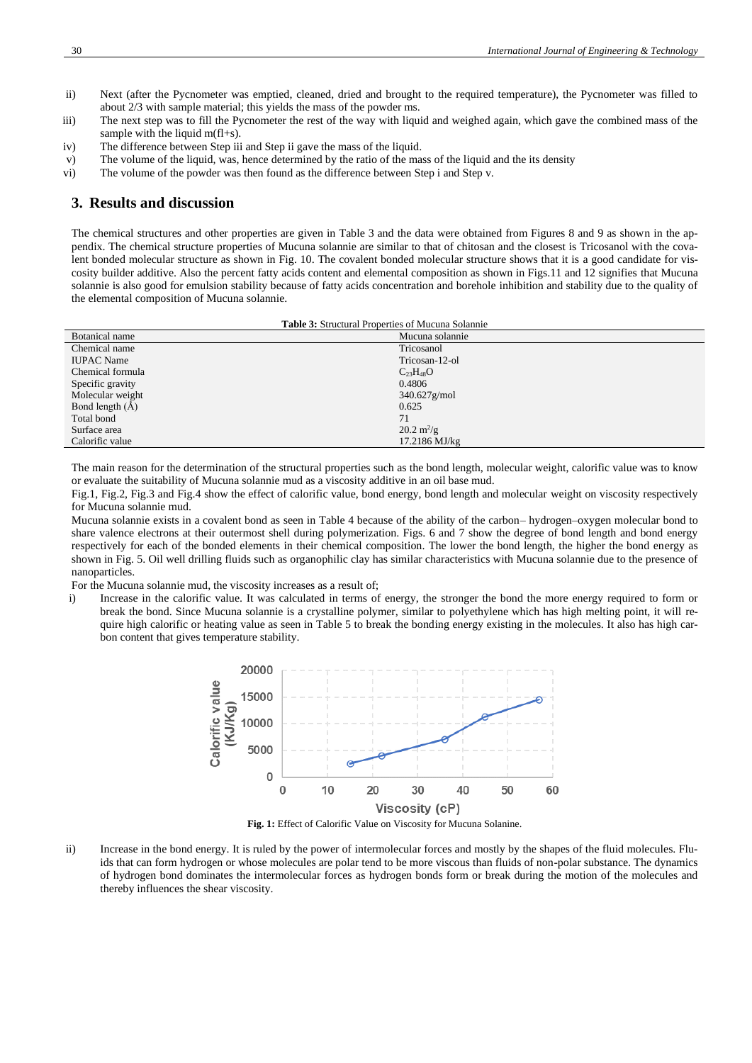ii) Next (after the Pycnometer was emptied, cleaned, dried and brought to the required temperature), the Pycnometer was filled to about 2/3 with sample material; this yields the mass of the powder ms.

iii) The next step was to fill the Pycnometer the rest of the way with liquid and weighed again, which gave the combined mass of the sample with the liquid m(fl+s).

iv) The difference between Step iii and Step ii gave the mass of the liquid.

v) The volume of the liquid, was, hence determined by the ratio of the mass of the liquid and the its density

vi) The volume of the powder was then found as the difference between Step i and Step v.

## 3. Results and discussion

The chemical structures and other properties are given in Table 3 and the data were obtained from Figures 8 and 9 as shown in the appendix. The chemical structure properties of Mucuna solannie are similar to that of chitosan and the closest is Tricosanol with the covalent bonded molecular structure as shown in Fig. 10. The covalent bonded molecular structure shows that it is a good candidate for viscosity builder additive. Also the percent fatty acids content and elemental composition as shown in Figs.11 and 12 signifies that Mucuna solannie is also good for emulsion stability because of fatty acids concentration and borehole inhibition and stability due to the quality of the elemental composition of Mucuna solannie.

**Table 3:** Structural Properties of Mucuna Solannie

| Botanical name | Mucuna solannie |
|---|---|
| Chemical name | Tricosanol |
| IUPAC Name | Tricosan-12-ol |
| Chemical formula | $C_{23}H_{48}O$ |
| Specific gravity | 0.4806 |
| Molecular weight | 340.627g/mol |
| Bond length (Å) | 0.625 |
| Total bond | 71 |
| Surface area | 20.2 $m^2/g$ |
| Calorific value | 17.2186 MJ/kg |

The main reason for the determination of the structural properties such as the bond length, molecular weight, calorific value was to know or evaluate the suitability of Mucuna solannie mud as a viscosity additive in an oil base mud.

Fig.1, Fig.2, Fig.3 and Fig.4 show the effect of calorific value, bond energy, bond length and molecular weight on viscosity respectively for Mucuna solannie mud.

Mucuna solannie exists in a covalent bond as seen in Table 4 because of the ability of the carbon– hydrogen–oxygen molecular bond to share valence electrons at their outermost shell during polymerization. Figs. 6 and 7 show the degree of bond length and bond energy respectively for each of the bonded elements in their chemical composition. The lower the bond length, the higher the bond energy as shown in Fig. 5. Oil well drilling fluids such as organophilic clay has similar characteristics with Mucuna solannie due to the presence of nanoparticles.

For the Mucuna solannie mud, the viscosity increases as a result of;

i) Increase in the calorific value. It was calculated in terms of energy, the stronger the bond the more energy required to form or break the bond. Since Mucuna solannie is a crystalline polymer, similar to polyethylene which has high melting point, it will require high calorific or heating value as seen in Table 5 to break the bonding energy existing in the molecules. It also has high carbon content that gives temperature stability.

**Fig. 1:** Effect of Calorific Value on Viscosity for Mucuna Solanine.

ii) Increase in the bond energy. It is ruled by the power of intermolecular forces and mostly by the shapes of the fluid molecules. Fluids that can form hydrogen or whose molecules are polar tend to be more viscous than fluids of non-polar substance. The dynamics of hydrogen bond dominates the intermolecular forces as hydrogen bonds form or break during the motion of the molecules and thereby influences the shear viscosity.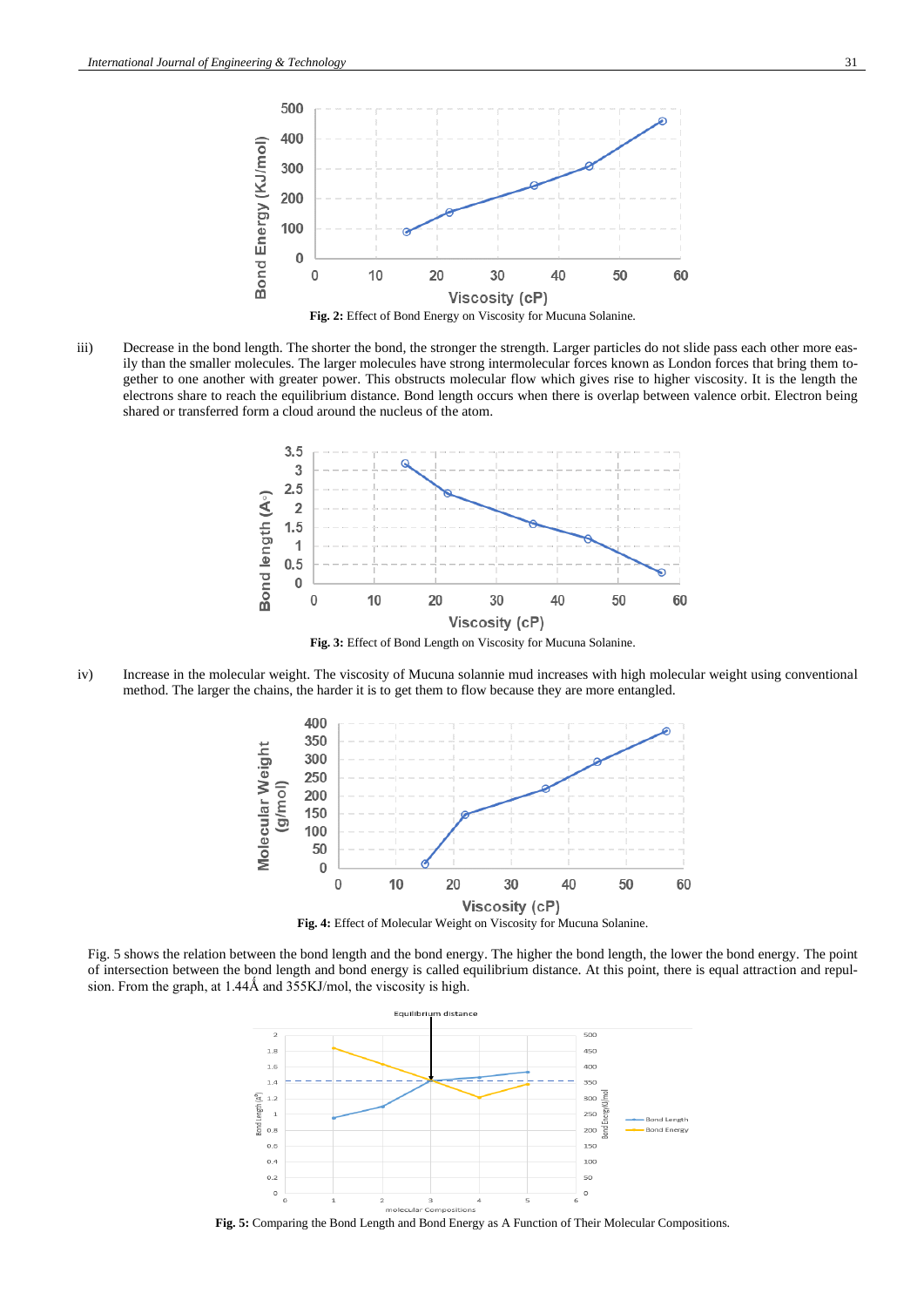Fig. 2: Effect of Bond Energy on Viscosity for Mucuna Solanine.

iii) Decrease in the bond length. The shorter the bond, the stronger the strength. Larger particles do not slide pass each other more easily than the smaller molecules. The larger molecules have strong intermolecular forces known as London forces that bring them together to one another with greater power. This obstructs molecular flow which gives rise to higher viscosity. It is the length the electrons share to reach the equilibrium distance. Bond length occurs when there is overlap between valence orbit. Electron being shared or transferred form a cloud around the nucleus of the atom.

Fig. 3: Effect of Bond Length on Viscosity for Mucuna Solanine.

iv) Increase in the molecular weight. The viscosity of Mucuna solannie mud increases with high molecular weight using conventional method. The larger the chains, the harder it is to get them to flow because they are more entangled.

Fig. 4: Effect of Molecular Weight on Viscosity for Mucuna Solanine.

Fig. 5 shows the relation between the bond length and the bond energy. The higher the bond length, the lower the bond energy. The point of intersection between the bond length and bond energy is called equilibrium distance. At this point, there is equal attraction and repulsion. From the graph, at 1.44Å and 355KJ/mol, the viscosity is high.

Fig. 5: Comparing the Bond Length and Bond Energy as A Function of Their Molecular Compositions.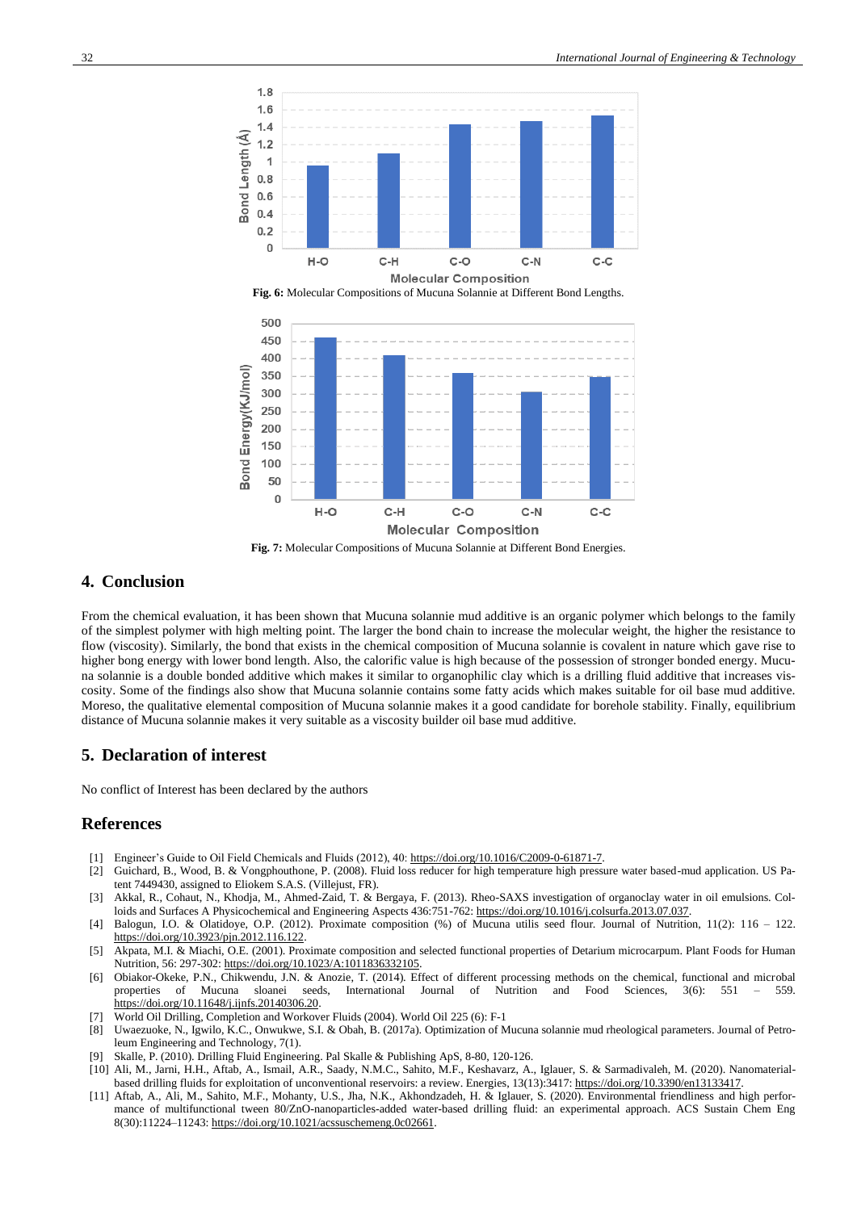**Fig. 6:** Molecular Compositions of Mucuna Solannie at Different Bond Lengths.

**Fig. 7:** Molecular Compositions of Mucuna Solannie at Different Bond Energies.

## 4. Conclusion

From the chemical evaluation, it has been shown that Mucuna solannie mud additive is an organic polymer which belongs to the family of the simplest polymer with high melting point. The larger the bond chain to increase the molecular weight, the higher the resistance to flow (viscosity). Similarly, the bond that exists in the chemical composition of Mucuna solannie is covalent in nature which gave rise to higher bong energy with lower bond length. Also, the calorific value is high because of the possession of stronger bonded energy. Mucuna solannie is a double bonded additive which makes it similar to organophilic clay which is a drilling fluid additive that increases viscosity. Some of the findings also show that Mucuna solannie contains some fatty acids which makes suitable for oil base mud additive. Moreso, the qualitative elemental composition of Mucuna solannie makes it a good candidate for borehole stability. Finally, equilibrium distance of Mucuna solannie makes it very suitable as a viscosity builder oil base mud additive.

## 5. Declaration of interest

No conflict of Interest has been declared by the authors

## References

[1] Engineer's Guide to Oil Field Chemicals and Fluids (2012), 40: https://doi.org/10.1016/C2009-0-61871-7.

[2] Guichard, B., Wood, B. & Vongphouthone, P. (2008). Fluid loss reducer for high temperature high pressure water based-mud application. US Patent 7449430, assigned to Eliokem S.A.S. (Villejust, FR).

[3] Akkal, R., Cohaut, N., Khodja, M., Ahmed-Zaid, T. & Bergaya, F. (2013). Rheo-SAXS investigation of organoclay water in oil emulsions. Colloids and Surfaces A Physicochemical and Engineering Aspects 436:751-762: https://doi.org/10.1016/j.colsurfa.2013.07.037.

[4] Balogun, I.O. & Olatidoye, O.P. (2012). Proximate composition (%) of Mucuna utilis seed flour. Journal of Nutrition, 11(2): 116 – 122. https://doi.org/10.3923/pjn.2012.116.122.

[5] Akpata, M.I. & Miachi, O.E. (2001). Proximate composition and selected functional properties of Detarium microcarpum. Plant Foods for Human Nutrition, 56: 297-302: https://doi.org/10.1023/A:1011836332105.

[6] Obiakor-Okeke, P.N., Chikwendu, J.N. & Anozie, T. (2014). Effect of different processing methods on the chemical, functional and microbal properties of Mucuna sloanei seeds, International Journal of Nutrition and Food Sciences, 3(6): 551 – 559. https://doi.org/10.11648/j.ijnfs.20140306.20.

[7] World Oil Drilling, Completion and Workover Fluids (2004). World Oil 225 (6): F-1

[8] Uwaezuoke, N., Igwilo, K.C., Onwukwe, S.I. & Obah, B. (2017a). Optimization of Mucuna solannie mud rheological parameters. Journal of Petroleum Engineering and Technology, 7(1).

[9] Skalle, P. (2010). Drilling Fluid Engineering. Pal Skalle & Publishing ApS, 8-80, 120-126.

[10] Ali, M., Jarni, H.H., Aftab, A., Ismail, A.R., Saady, N.M.C., Sahito, M.F., Keshavarz, A., Iglauer, S. & Sarmadivaleh, M. (2020). Nanomaterial-based drilling fluids for exploitation of unconventional reservoirs: a review. Energies, 13(13):3417: https://doi.org/10.3390/en13133417.

[11] Aftab, A., Ali, M., Sahito, M.F., Mohanty, U.S., Jha, N.K., Akhondzadeh, H. & Iglauer, S. (2020). Environmental friendliness and high performance of multifunctional tween 80/ZnO-nanoparticles-added water-based drilling fluid: an experimental approach. ACS Sustain Chem Eng 8(30):11224–11243: https://doi.org/10.1021/acssuschemeng.0c02661.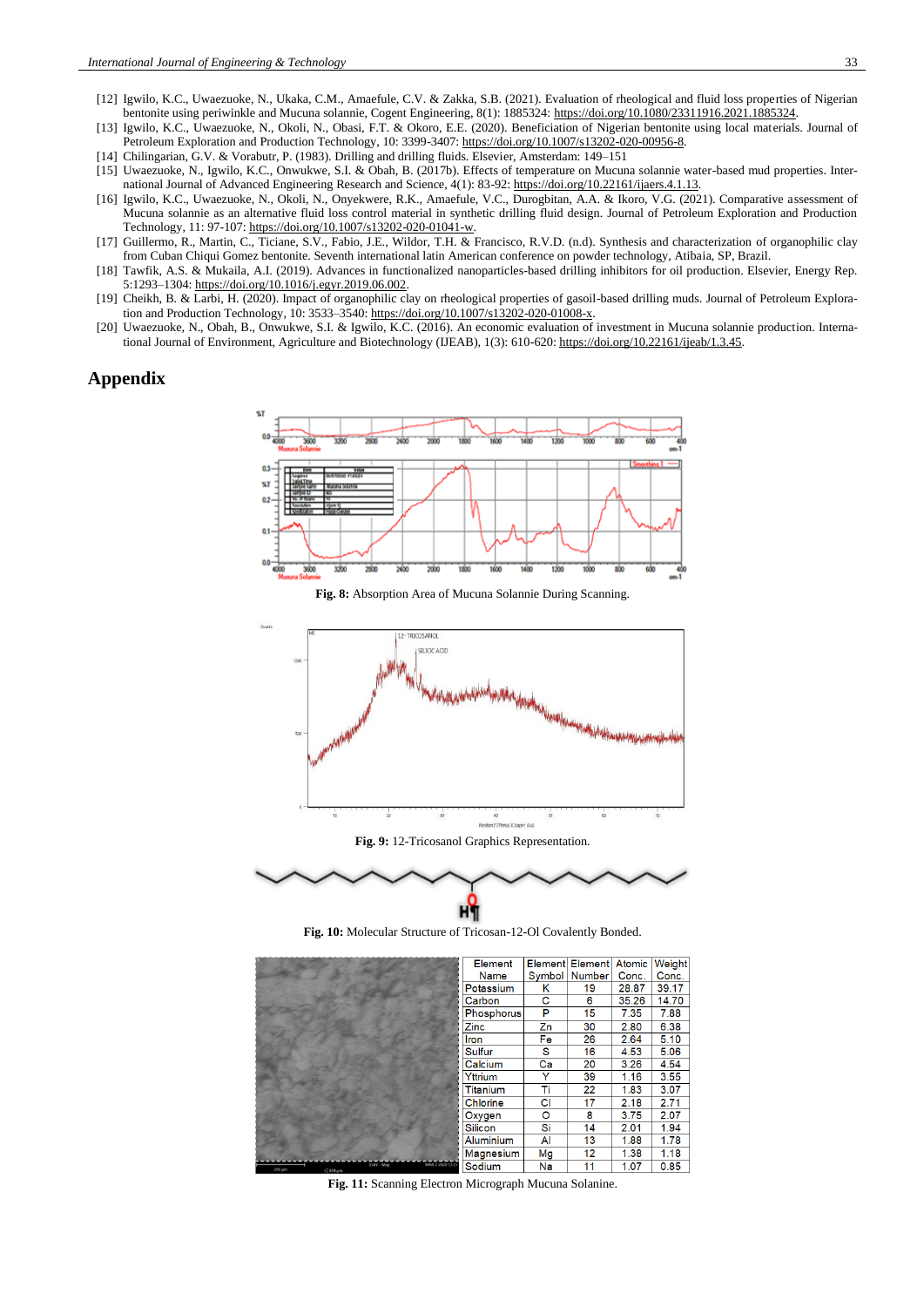[12] Igwilo, K.C., Uwaezuoke, N., Ukaka, C.M., Amaefule, C.V. & Zakka, S.B. (2021). Evaluation of rheological and fluid loss properties of Nigerian bentonite using periwinkle and Mucuna solannie, Cogent Engineering, 8(1): 1885324: https://doi.org/10.1080/23311916.2021.1885324.

[13] Igwilo, K.C., Uwaezuoke, N., Okoli, N., Obasi, F.T. & Okoro, E.E. (2020). Beneficiation of Nigerian bentonite using local materials. Journal of Petroleum Exploration and Production Technology, 10: 3399-3407: https://doi.org/10.1007/s13202-020-00956-8.

[14] Chilingarian, G.V. & Vorabutr, P. (1983). Drilling and drilling fluids. Elsevier, Amsterdam: 149–151

[15] Uwaezuoke, N., Igwilo, K.C., Onwukwe, S.I. & Obah, B. (2017b). Effects of temperature on Mucuna solannie water-based mud properties. International Journal of Advanced Engineering Research and Science, 4(1): 83-92: https://doi.org/10.22161/ijaers.4.1.13.

[16] Igwilo, K.C., Uwaezuoke, N., Okoli, N., Onyekwere, R.K., Amaefule, V.C., Durogbitan, A.A. & Ikoro, V.G. (2021). Comparative assessment of Mucuna solannie as an alternative fluid loss control material in synthetic drilling fluid design. Journal of Petroleum Exploration and Production Technology, 11: 97-107: https://doi.org/10.1007/s13202-020-01041-w.

[17] Guillermo, R., Martin, C., Ticiane, S.V., Fabio, J.E., Wildor, T.H. & Francisco, R.V.D. (n.d). Synthesis and characterization of organophilic clay from Cuban Chiqui Gomez bentonite. Seventh international latin American conference on powder technology, Atibaia, SP, Brazil.

[18] Tawfik, A.S. & Mukaila, A.I. (2019). Advances in functionalized nanoparticles-based drilling inhibitors for oil production. Elsevier, Energy Rep. 5:1293–1304: https://doi.org/10.1016/j.egyr.2019.06.002.

[19] Cheikh, B. & Larbi, H. (2020). Impact of organophilic clay on rheological properties of gasoil-based drilling muds. Journal of Petroleum Exploration and Production Technology, 10: 3533–3540: https://doi.org/10.1007/s13202-020-01008-x.

[20] Uwaezuoke, N., Obah, B., Onwukwe, S.I. & Igwilo, K.C. (2016). An economic evaluation of investment in Mucuna solannie production. International Journal of Environment, Agriculture and Biotechnology (IJEAB), 1(3): 610-620: https://doi.org/10.22161/ijeab/1.3.45.

## Appendix

**Fig. 8:** Absorption Area of Mucuna Solannie During Scanning.

**Fig. 9:** 12-Tricosanol Graphics Representation.

**Fig. 10:** Molecular Structure of Tricosan-12-Ol Covalently Bonded.

| Element Name | Element Symbol | Element Number | Atomic Conc. | Weight Conc. |
|---|---|---|---|---|
| Potassium | K | 19 | 28.87 | 39.17 |
| Carbon | C | 6 | 35.26 | 14.70 |
| Phosphorus | P | 15 | 7.35 | 7.88 |
| Zinc | Zn | 30 | 2.80 | 6.38 |
| Iron | Fe | 26 | 2.64 | 5.10 |
| Sulfur | S | 16 | 4.53 | 5.06 |
| Calcium | Ca | 20 | 3.26 | 4.54 |
| Yttrium | Y | 39 | 1.16 | 3.55 |
| Titanium | Ti | 22 | 1.83 | 3.07 |
| Chlorine | Cl | 17 | 2.18 | 2.71 |
| Oxygen | O | 8 | 3.75 | 2.07 |
| Silicon | Si | 14 | 2.01 | 1.94 |
| Aluminium | Al | 13 | 1.88 | 1.78 |
| Magnesium | Mg | 12 | 1.38 | 1.18 |
| Sodium | Na | 11 | 1.07 | 0.85 |

**Fig. 11:** Scanning Electron Micrograph Mucuna Solanine.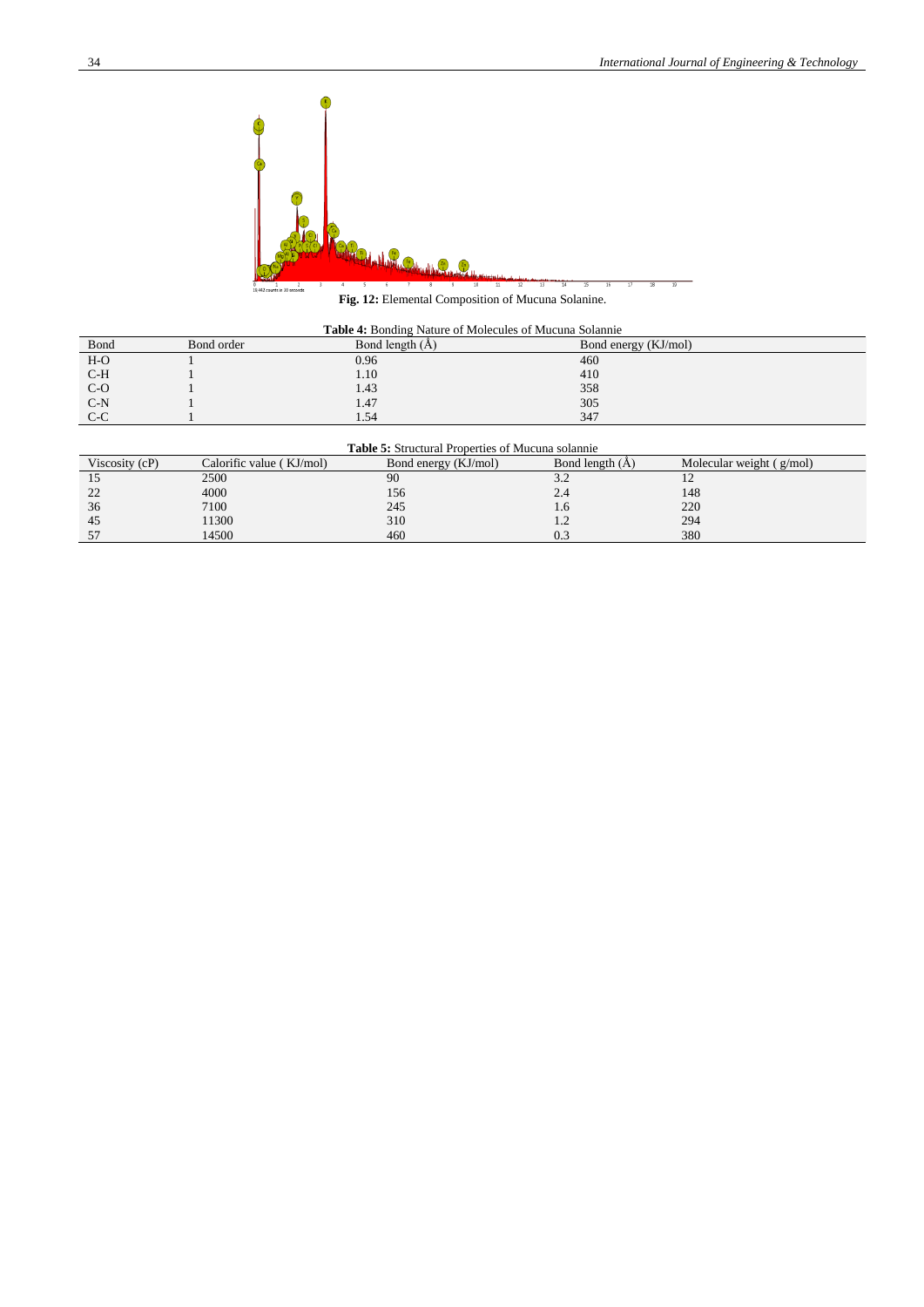Fig. 12: Elemental Composition of Mucuna Solanine.

**Table 4:** Bonding Nature of Molecules of Mucuna Solannie

| Bond | Bond order | Bond length (Å) | Bond energy (KJ/mol) |
|---|---|---|---|
| H-O | 1 | 0.96 | 460 |
| C-H | 1 | 1.10 | 410 |
| C-O | 1 | 1.43 | 358 |
| C-N | 1 | 1.47 | 305 |
| C-C | 1 | 1.54 | 347 |

**Table 5:** Structural Properties of Mucuna solannie

| Viscosity (cP) | Calorific value ( KJ/mol) | Bond energy (KJ/mol) | Bond length (Å) | Molecular weight ( g/mol) |
|---|---|---|---|---|
| 15 | 2500 | 90 | 3.2 | 12 |
| 22 | 4000 | 156 | 2.4 | 148 |
| 36 | 7100 | 245 | 1.6 | 220 |
| 45 | 11300 | 310 | 1.2 | 294 |
| 57 | 14500 | 460 | 0.3 | 380 |